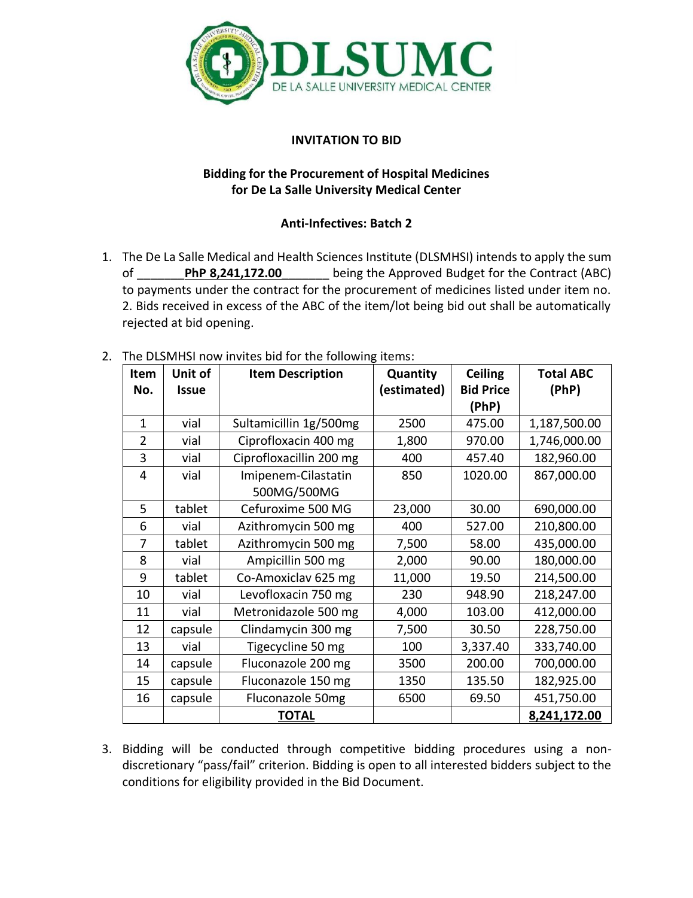# DLSUMC

DE LA SALLE UNIVERSITY MEDICAL CENTER

**INVITATION TO BID**

**Bidding for the Procurement of Hospital Medicines for De La Salle University Medical Center**

**Anti-Infectives: Batch 2**

1. The De La Salle Medical and Health Sciences Institute (DLSMHSI) intends to apply the sum of \_\_\_\_\_\_\_**PhP 8,241,172.00**\_\_\_\_\_\_\_ being the Approved Budget for the Contract (ABC) to payments under the contract for the procurement of medicines listed under item no. 2. Bids received in excess of the ABC of the item/lot being bid out shall be automatically rejected at bid opening.

2. The DLSMHSI now invites bid for the following items:

| Item No. | Unit of Issue | Item Description | Quantity (estimated) | Ceiling Bid Price (PhP) | Total ABC (PhP) |
|---|---|---|---|---|---|
| 1 | vial | Sultamicillin 1g/500mg | 2500 | 475.00 | 1,187,500.00 |
| 2 | vial | Ciprofloxacin 400 mg | 1,800 | 970.00 | 1,746,000.00 |
| 3 | vial | Ciprofloxacillin 200 mg | 400 | 457.40 | 182,960.00 |
| 4 | vial | Imipenem-Cilastatin 500MG/500MG | 850 | 1020.00 | 867,000.00 |
| 5 | tablet | Cefuroxime 500 MG | 23,000 | 30.00 | 690,000.00 |
| 6 | vial | Azithromycin 500 mg | 400 | 527.00 | 210,800.00 |
| 7 | tablet | Azithromycin 500 mg | 7,500 | 58.00 | 435,000.00 |
| 8 | vial | Ampicillin 500 mg | 2,000 | 90.00 | 180,000.00 |
| 9 | tablet | Co-Amoxiclav 625 mg | 11,000 | 19.50 | 214,500.00 |
| 10 | vial | Levofloxacin 750 mg | 230 | 948.90 | 218,247.00 |
| 11 | vial | Metronidazole 500 mg | 4,000 | 103.00 | 412,000.00 |
| 12 | capsule | Clindamycin 300 mg | 7,500 | 30.50 | 228,750.00 |
| 13 | vial | Tigecycline 50 mg | 100 | 3,337.40 | 333,740.00 |
| 14 | capsule | Fluconazole 200 mg | 3500 | 200.00 | 700,000.00 |
| 15 | capsule | Fluconazole 150 mg | 1350 | 135.50 | 182,925.00 |
| 16 | capsule | Fluconazole 50mg | 6500 | 69.50 | 451,750.00 |
| | | **TOTAL** | | | **8,241,172.00** |

3. Bidding will be conducted through competitive bidding procedures using a non-discretionary "pass/fail" criterion. Bidding is open to all interested bidders subject to the conditions for eligibility provided in the Bid Document.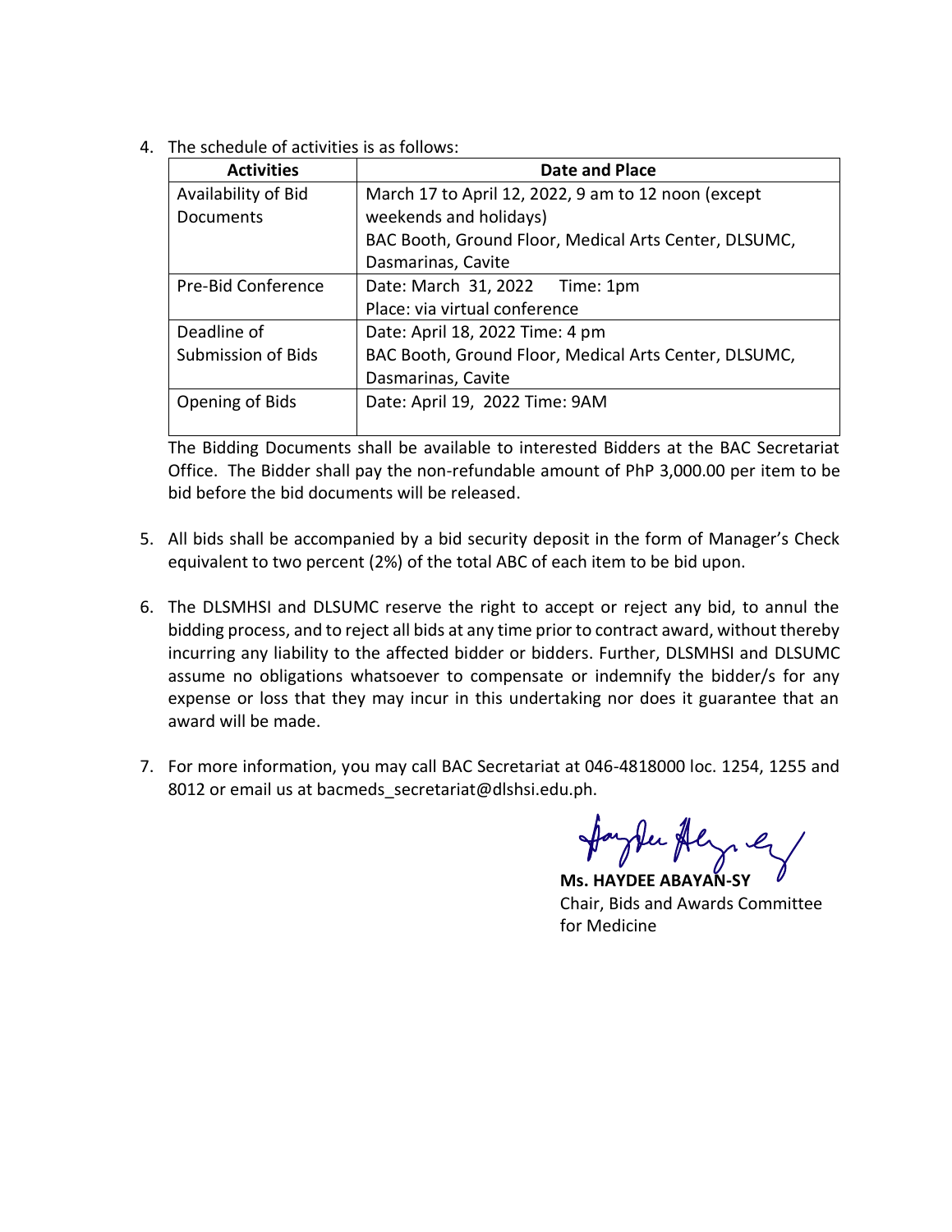4. The schedule of activities is as follows:

| Activities | Date and Place |
| --- | --- |
| Availability of Bid Documents | March 17 to April 12, 2022, 9 am to 12 noon (except weekends and holidays)<br>BAC Booth, Ground Floor, Medical Arts Center, DLSUMC, Dasmarinas, Cavite |
| Pre-Bid Conference | Date: March 31, 2022 Time: 1pm<br>Place: via virtual conference |
| Deadline of Submission of Bids | Date: April 18, 2022 Time: 4 pm<br>BAC Booth, Ground Floor, Medical Arts Center, DLSUMC, Dasmarinas, Cavite |
| Opening of Bids | Date: April 19, 2022 Time: 9AM |

The Bidding Documents shall be available to interested Bidders at the BAC Secretariat Office. The Bidder shall pay the non-refundable amount of PhP 3,000.00 per item to be bid before the bid documents will be released.

5. All bids shall be accompanied by a bid security deposit in the form of Manager's Check equivalent to two percent (2%) of the total ABC of each item to be bid upon.

6. The DLSMHSI and DLSUMC reserve the right to accept or reject any bid, to annul the bidding process, and to reject all bids at any time prior to contract award, without thereby incurring any liability to the affected bidder or bidders. Further, DLSMHSI and DLSUMC assume no obligations whatsoever to compensate or indemnify the bidder/s for any expense or loss that they may incur in this undertaking nor does it guarantee that an award will be made.

7. For more information, you may call BAC Secretariat at 046-4818000 loc. 1254, 1255 and 8012 or email us at bacmeds_secretariat@dlshsi.edu.ph.

**Ms. HAYDEE ABAYAN-SY**
Chair, Bids and Awards Committee
for Medicine